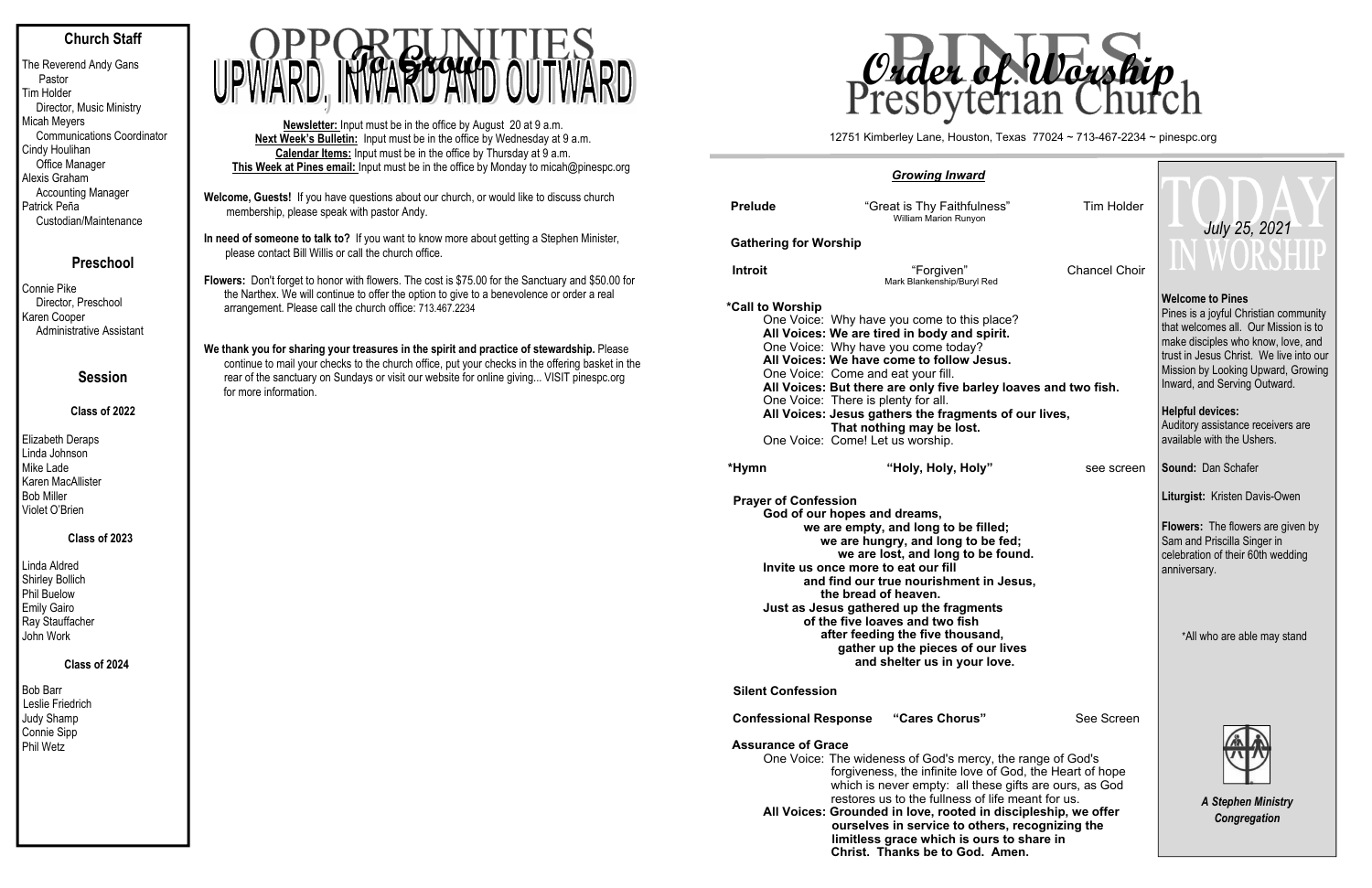## Church Staff

The Reverend Andy Gans
Pastor
Tim Holder
Director, Music Ministry
Micah Meyers
Communications Coordinator
Cindy Houlihan
Office Manager
Alexis Graham
Accounting Manager
Patrick Peña
Custodian/Maintenance

## Preschool

Connie Pike
Director, Preschool
Karen Cooper
Administrative Assistant

## Session

### Class of 2022

Elizabeth Deraps
Linda Johnson
Mike Lade
Karen MacAllister
Bob Miller
Violet O'Brien

### Class of 2023

Linda Aldred
Shirley Bollich
Phil Buelow
Emily Gairo
Ray Stauffacher
John Work

### Class of 2024

Bob Barr
Leslie Friedrich
Judy Shamp
Connie Sipp
Phil Wetz

# OPPORTUNITIES *To Grow* UPWARD, INWARD AND OUTWARD

**Newsletter:** Input must be in the office by August 20 at 9 a.m.
**Next Week's Bulletin:** Input must be in the office by Wednesday at 9 a.m.
**Calendar Items:** Input must be in the office by Thursday at 9 a.m.
**This Week at Pines email:** Input must be in the office by Monday to micah@pinespc.org

**Welcome, Guests!** If you have questions about our church, or would like to discuss church membership, please speak with pastor Andy.

**In need of someone to talk to?** If you want to know more about getting a Stephen Minister, please contact Bill Willis or call the church office.

**Flowers:** Don't forget to honor with flowers. The cost is $75.00 for the Sanctuary and $50.00 for the Narthex. We will continue to offer the option to give to a benevolence or order a real arrangement. Please call the church office: 713.467.2234

**We thank you for sharing your treasures in the spirit and practice of stewardship.** Please continue to mail your checks to the church office, put your checks in the offering basket in the rear of the sanctuary on Sundays or visit our website for online giving... VISIT pinespc.org for more information.

# PINES Presbyterian Church — *Order of Worship*

12751 Kimberley Lane, Houston, Texas 77024 ~ 713-467-2234 ~ pinespc.org

## *Growing Inward*

**Prelude** — "Great is Thy Faithfulness" — Tim Holder
William Marion Runyon

**Gathering for Worship**

**Introit** — "Forgiven" — Chancel Choir
Mark Blankenship/Buryl Red

**\*Call to Worship**
One Voice: Why have you come to this place?
**All Voices: We are tired in body and spirit.**
One Voice: Why have you come today?
**All Voices: We have come to follow Jesus.**
One Voice: Come and eat your fill.
**All Voices: But there are only five barley loaves and two fish.**
One Voice: There is plenty for all.
**All Voices: Jesus gathers the fragments of our lives, That nothing may be lost.**
One Voice: Come! Let us worship.

**\*Hymn** — **"Holy, Holy, Holy"** — see screen

**Prayer of Confession**
**God of our hopes and dreams,
we are empty, and long to be filled;
we are hungry, and long to be fed;
we are lost, and long to be found.
Invite us once more to eat our fill
and find our true nourishment in Jesus,
the bread of heaven.
Just as Jesus gathered up the fragments
of the five loaves and two fish
after feeding the five thousand,
gather up the pieces of our lives
and shelter us in your love.**

**Silent Confession**

**Confessional Response** — **"Cares Chorus"** — See Screen

**Assurance of Grace**
One Voice: The wideness of God's mercy, the range of God's forgiveness, the infinite love of God, the Heart of hope which is never empty: all these gifts are ours, as God restores us to the fullness of life meant for us.
**All Voices: Grounded in love, rooted in discipleship, we offer ourselves in service to others, recognizing the limitless grace which is ours to share in Christ. Thanks be to God. Amen.**

# TODAY IN WORSHIP

*July 25, 2021*

**Welcome to Pines**
Pines is a joyful Christian community that welcomes all. Our Mission is to make disciples who know, love, and trust in Jesus Christ. We live into our Mission by Looking Upward, Growing Inward, and Serving Outward.

**Helpful devices:**
Auditory assistance receivers are available with the Ushers.

**Sound:** Dan Schafer

**Liturgist:** Kristen Davis-Owen

**Flowers:** The flowers are given by Sam and Priscilla Singer in celebration of their 60th wedding anniversary.

\*All who are able may stand

***A Stephen Ministry Congregation***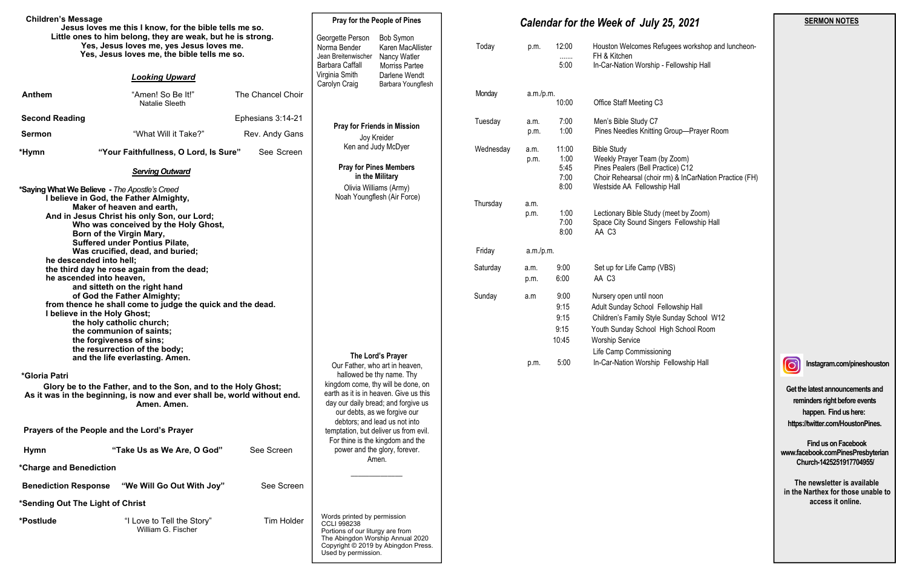**Children's Message**

**Jesus loves me this I know, for the bible tells me so.**
**Little ones to him belong, they are weak, but he is strong.**
**Yes, Jesus loves me, yes Jesus loves me.**
**Yes, Jesus loves me, the bible tells me so.**

***Looking Upward***

| | | |
|---|---|---|
| **Anthem** | "Amen! So Be It!" Natalie Sleeth | The Chancel Choir |
| **Second Reading** | | Ephesians 3:14-21 |
| **Sermon** | "What Will it Take?" | Rev. Andy Gans |
| ***Hymn** | **"Your Faithfullness, O Lord, Is Sure"** | See Screen |

***Serving Outward***

***Saying What We Believe** - *The Apostle's Creed*

**I believe in God, the Father Almighty,**
**Maker of heaven and earth,**
**And in Jesus Christ his only Son, our Lord;**
**Who was conceived by the Holy Ghost,**
**Born of the Virgin Mary,**
**Suffered under Pontius Pilate,**
**Was crucified, dead, and buried;**
**he descended into hell;**
**the third day he rose again from the dead;**
**he ascended into heaven,**
**and sitteth on the right hand**
**of God the Father Almighty;**
**from thence he shall come to judge the quick and the dead.**
**I believe in the Holy Ghost;**
**the holy catholic church;**
**the communion of saints;**
**the forgiveness of sins;**
**the resurrection of the body;**
**and the life everlasting. Amen.**

***Gloria Patri**

**Glory be to the Father, and to the Son, and to the Holy Ghost;**
**As it was in the beginning, is now and ever shall be, world without end.**
**Amen. Amen.**

**Prayers of the People and the Lord's Prayer**

| | | |
|---|---|---|
| **Hymn** | **"Take Us as We Are, O God"** | See Screen |
| ***Charge and Benediction** | | |
| **Benediction Response** | **"We Will Go Out With Joy"** | See Screen |
| ***Sending Out The Light of Christ** | | |
| ***Postlude** | "I Love to Tell the Story" William G. Fischer | Tim Holder |

**Pray for the People of Pines**

Georgette Person
Norma Bender
Jean Breitenwischer
Barbara Caffall
Virginia Smith
Carolyn Craig
Bob Symon
Karen MacAllister
Nancy Watler
Morriss Partee
Darlene Wendt
Barbara Youngflesh

**Pray for Friends in Mission**

Joy Kreider
Ken and Judy McDyer

**Pray for Pines Members in the Military**

Olivia Williams (Army)
Noah Youngflesh (Air Force)

**The Lord's Prayer**

Our Father, who art in heaven, hallowed be thy name. Thy kingdom come, thy will be done, on earth as it is in heaven. Give us this day our daily bread; and forgive us our debts, as we forgive our debtors; and lead us not into temptation, but deliver us from evil. For thine is the kingdom and the power and the glory, forever. Amen.

Words printed by permission
CCLI 998238
Portions of our liturgy are from The Abingdon Worship Annual 2020 Copyright © 2019 by Abingdon Press. Used by permission.

## *Calendar for the Week of July 25, 2021*

| | | | |
|---|---|---|---|
| Today | p.m. | 12:00 | Houston Welcomes Refugees workshop and luncheon- |
| | | ....... | FH & Kitchen |
| | | 5:00 | In-Car-Nation Worship - Fellowship Hall |
| Monday | a.m./p.m. | | |
| | | 10:00 | Office Staff Meeting C3 |
| Tuesday | a.m. | 7:00 | Men's Bible Study C7 |
| | p.m. | 1:00 | Pines Needles Knitting Group—Prayer Room |
| Wednesday | a.m. | 11:00 | Bible Study |
| | p.m. | 1:00 | Weekly Prayer Team (by Zoom) |
| | | 5:45 | Pines Pealers (Bell Practice) C12 |
| | | 7:00 | Choir Rehearsal (choir rm) & InCarNation Practice (FH) |
| | | 8:00 | Westside AA Fellowship Hall |
| Thursday | a.m. | | |
| | p.m. | 1:00 | Lectionary Bible Study (meet by Zoom) |
| | | 7:00 | Space City Sound Singers Fellowship Hall |
| | | 8:00 | AA C3 |
| Friday | a.m./p.m. | | |
| Saturday | a.m. | 9:00 | Set up for Life Camp (VBS) |
| | p.m. | 6:00 | AA C3 |
| Sunday | a.m | 9:00 | Nursery open until noon |
| | | 9:15 | Adult Sunday School Fellowship Hall |
| | | 9:15 | Children's Family Style Sunday School W12 |
| | | 9:15 | Youth Sunday School High School Room |
| | | 10:45 | Worship Service |
| | | | Life Camp Commissioning |
| | p.m. | 5:00 | In-Car-Nation Worship Fellowship Hall |

**SERMON NOTES**

**Instagram.com/pineshouston**

**Get the latest announcements and reminders right before events happen. Find us here: https://twitter.com/HoustonPines.**

**Find us on Facebook www.facebook.comPinesPresbyterian Church-1425251917704955/**

**The newsletter is available in the Narthex for those unable to access it online.**